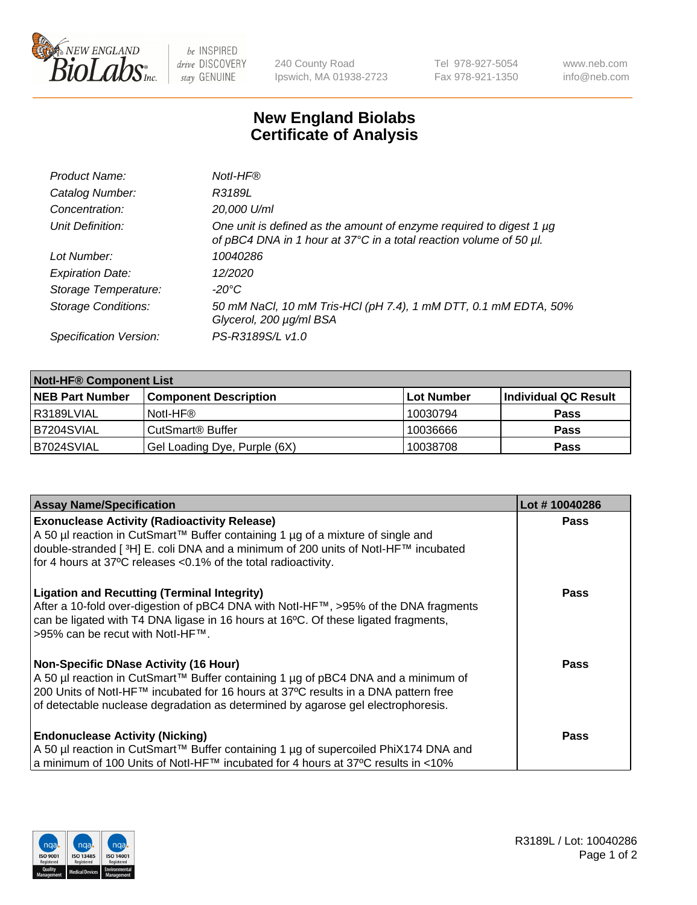# New England Biolabs
# Certificate of Analysis

| | |
|---|---|
| *Product Name:* | *NotI-HF®* |
| *Catalog Number:* | *R3189L* |
| *Concentration:* | *20,000 U/ml* |
| *Unit Definition:* | *One unit is defined as the amount of enzyme required to digest 1 µg of pBC4 DNA in 1 hour at 37°C in a total reaction volume of 50 µl.* |
| *Lot Number:* | *10040286* |
| *Expiration Date:* | *12/2020* |
| *Storage Temperature:* | *-20°C* |
| *Storage Conditions:* | *50 mM NaCl, 10 mM Tris-HCl (pH 7.4), 1 mM DTT, 0.1 mM EDTA, 50% Glycerol, 200 µg/ml BSA* |
| *Specification Version:* | *PS-R3189S/L v1.0* |

| **NotI-HF® Component List** | | | |
|---|---|---|---|
| **NEB Part Number** | **Component Description** | **Lot Number** | **Individual QC Result** |
| R3189LVIAL | NotI-HF® | 10030794 | **Pass** |
| B7204SVIAL | CutSmart® Buffer | 10036666 | **Pass** |
| B7024SVIAL | Gel Loading Dye, Purple (6X) | 10038708 | **Pass** |

| **Assay Name/Specification** | **Lot # 10040286** |
|---|---|
| **Exonuclease Activity (Radioactivity Release)**<br>A 50 µl reaction in CutSmart™ Buffer containing 1 µg of a mixture of single and double-stranded [ ³H] E. coli DNA and a minimum of 200 units of NotI-HF™ incubated for 4 hours at 37ºC releases <0.1% of the total radioactivity. | **Pass** |
| **Ligation and Recutting (Terminal Integrity)**<br>After a 10-fold over-digestion of pBC4 DNA with NotI-HF™, >95% of the DNA fragments can be ligated with T4 DNA ligase in 16 hours at 16ºC. Of these ligated fragments, >95% can be recut with NotI-HF™. | **Pass** |
| **Non-Specific DNase Activity (16 Hour)**<br>A 50 µl reaction in CutSmart™ Buffer containing 1 µg of pBC4 DNA and a minimum of 200 Units of NotI-HF™ incubated for 16 hours at 37ºC results in a DNA pattern free of detectable nuclease degradation as determined by agarose gel electrophoresis. | **Pass** |
| **Endonuclease Activity (Nicking)**<br>A 50 µl reaction in CutSmart™ Buffer containing 1 µg of supercoiled PhiX174 DNA and a minimum of 100 Units of NotI-HF™ incubated for 4 hours at 37ºC results in <10% | **Pass** |

R3189L / Lot: 10040286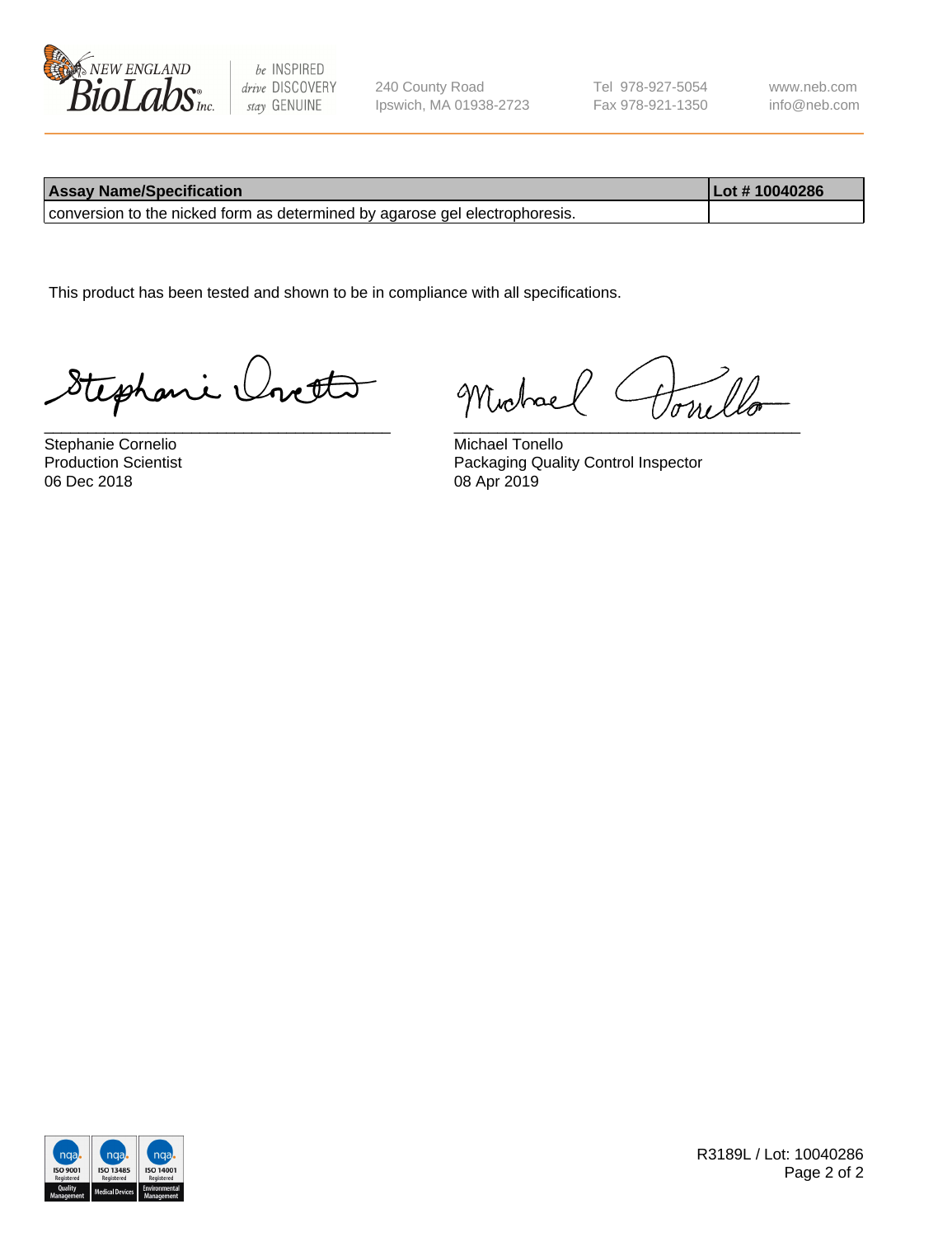NEW ENGLAND BioLabs Inc. — be INSPIRED drive DISCOVERY stay GENUINE

240 County Road
Ipswich, MA 01938-2723

Tel 978-927-5054
Fax 978-921-1350

www.neb.com
info@neb.com

| Assay Name/Specification | Lot # 10040286 |
| --- | --- |
| conversion to the nicked form as determined by agarose gel electrophoresis. | |

This product has been tested and shown to be in compliance with all specifications.

Stephanie Cornelio
Production Scientist
06 Dec 2018

Michael Tonello
Packaging Quality Control Inspector
08 Apr 2019

R3189L / Lot: 10040286